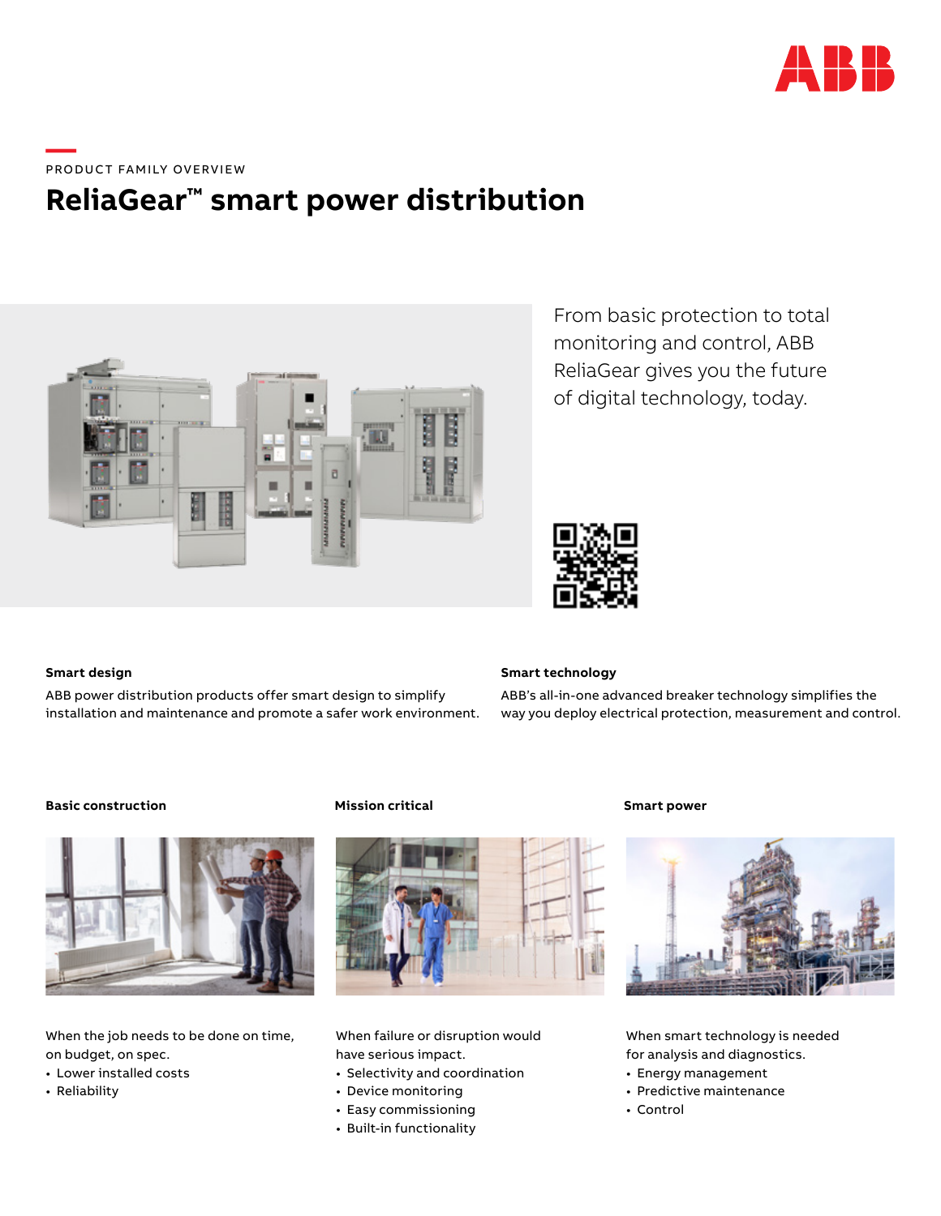PRODUCT FAMILY OVERVIEW

# ReliaGear™ smart power distribution

From basic protection to total monitoring and control, ABB ReliaGear gives you the future of digital technology, today.

**Smart design**

ABB power distribution products offer smart design to simplify installation and maintenance and promote a safer work environment.

**Smart technology**

ABB's all-in-one advanced breaker technology simplifies the way you deploy electrical protection, measurement and control.

**Basic construction**

When the job needs to be done on time, on budget, on spec.

- Lower installed costs
- Reliability

**Mission critical**

When failure or disruption would have serious impact.

- Selectivity and coordination
- Device monitoring
- Easy commissioning
- Built-in functionality

**Smart power**

When smart technology is needed for analysis and diagnostics.

- Energy management
- Predictive maintenance
- Control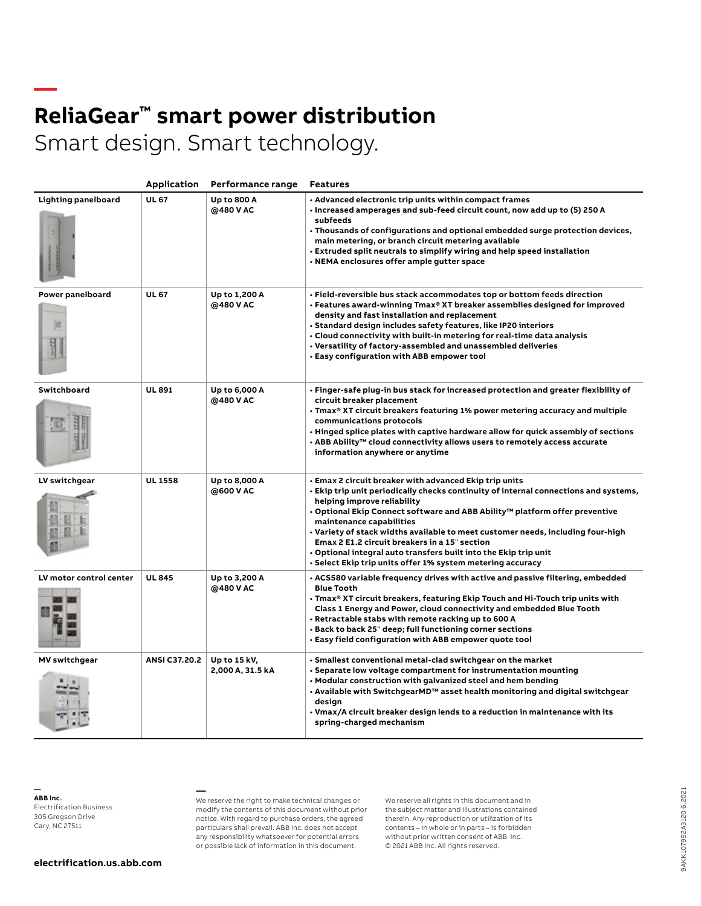# ReliaGear™ smart power distribution

Smart design. Smart technology.

| | Application | Performance range | Features |
|---|---|---|---|
| **Lighting panelboard** | **UL 67** | **Up to 800 A @480 V AC** | • Advanced electronic trip units within compact frames<br>• Increased amperages and sub-feed circuit count, now add up to (5) 250 A subfeeds<br>• Thousands of configurations and optional embedded surge protection devices, main metering, or branch circuit metering available<br>• Extruded split neutrals to simplify wiring and help speed installation<br>• NEMA enclosures offer ample gutter space |
| **Power panelboard** | **UL 67** | **Up to 1,200 A @480 V AC** | • Field-reversible bus stack accommodates top or bottom feeds direction<br>• Features award-winning Tmax® XT breaker assemblies designed for improved density and fast installation and replacement<br>• Standard design includes safety features, like IP20 interiors<br>• Cloud connectivity with built-in metering for real-time data analysis<br>• Versatility of factory-assembled and unassembled deliveries<br>• Easy configuration with ABB empower tool |
| **Switchboard** | **UL 891** | **Up to 6,000 A @480 V AC** | • Finger-safe plug-in bus stack for increased protection and greater flexibility of circuit breaker placement<br>• Tmax® XT circuit breakers featuring 1% power metering accuracy and multiple communications protocols<br>• Hinged splice plates with captive hardware allow for quick assembly of sections<br>• ABB Ability™ cloud connectivity allows users to remotely access accurate information anywhere or anytime |
| **LV switchgear** | **UL 1558** | **Up to 8,000 A @600 V AC** | • Emax 2 circuit breaker with advanced Ekip trip units<br>• Ekip trip unit periodically checks continuity of internal connections and systems, helping improve reliability<br>• Optional Ekip Connect software and ABB Ability™ platform offer preventive maintenance capabilities<br>• Variety of stack widths available to meet customer needs, including four-high Emax 2 E1.2 circuit breakers in a 15" section<br>• Optional integral auto transfers built into the Ekip trip unit<br>• Select Ekip trip units offer 1% system metering accuracy |
| **LV motor control center** | **UL 845** | **Up to 3,200 A @480 V AC** | • ACS580 variable frequency drives with active and passive filtering, embedded Blue Tooth<br>• Tmax® XT circuit breakers, featuring Ekip Touch and Hi-Touch trip units with Class 1 Energy and Power, cloud connectivity and embedded Blue Tooth<br>• Retractable stabs with remote racking up to 600 A<br>• Back to back 25" deep; full functioning corner sections<br>• Easy field configuration with ABB empower quote tool |
| **MV switchgear** | **ANSI C37.20.2** | **Up to 15 kV, 2,000 A, 31.5 kA** | • Smallest conventional metal-clad switchgear on the market<br>• Separate low voltage compartment for instrumentation mounting<br>• Modular construction with galvanized steel and hem bending<br>• Available with SwitchgearMD™ asset health monitoring and digital switchgear design<br>• Vmax/A circuit breaker design lends to a reduction in maintenance with its spring-charged mechanism |

**ABB Inc.**
Electrification Business
305 Gregson Drive
Cary, NC 27511

**electrification.us.abb.com**

We reserve the right to make technical changes or modify the contents of this document without prior notice. With regard to purchase orders, the agreed particulars shall prevail. ABB Inc. does not accept any responsibility whatsoever for potential errors or possible lack of information in this document.

We reserve all rights in this document and in the subject matter and illustrations contained therein. Any reproduction or utilization of its contents – in whole or in parts – is forbidden without prior written consent of ABB Inc.
© 2021 ABB Inc. All rights reserved.

9AKK107992A3120 6.2021